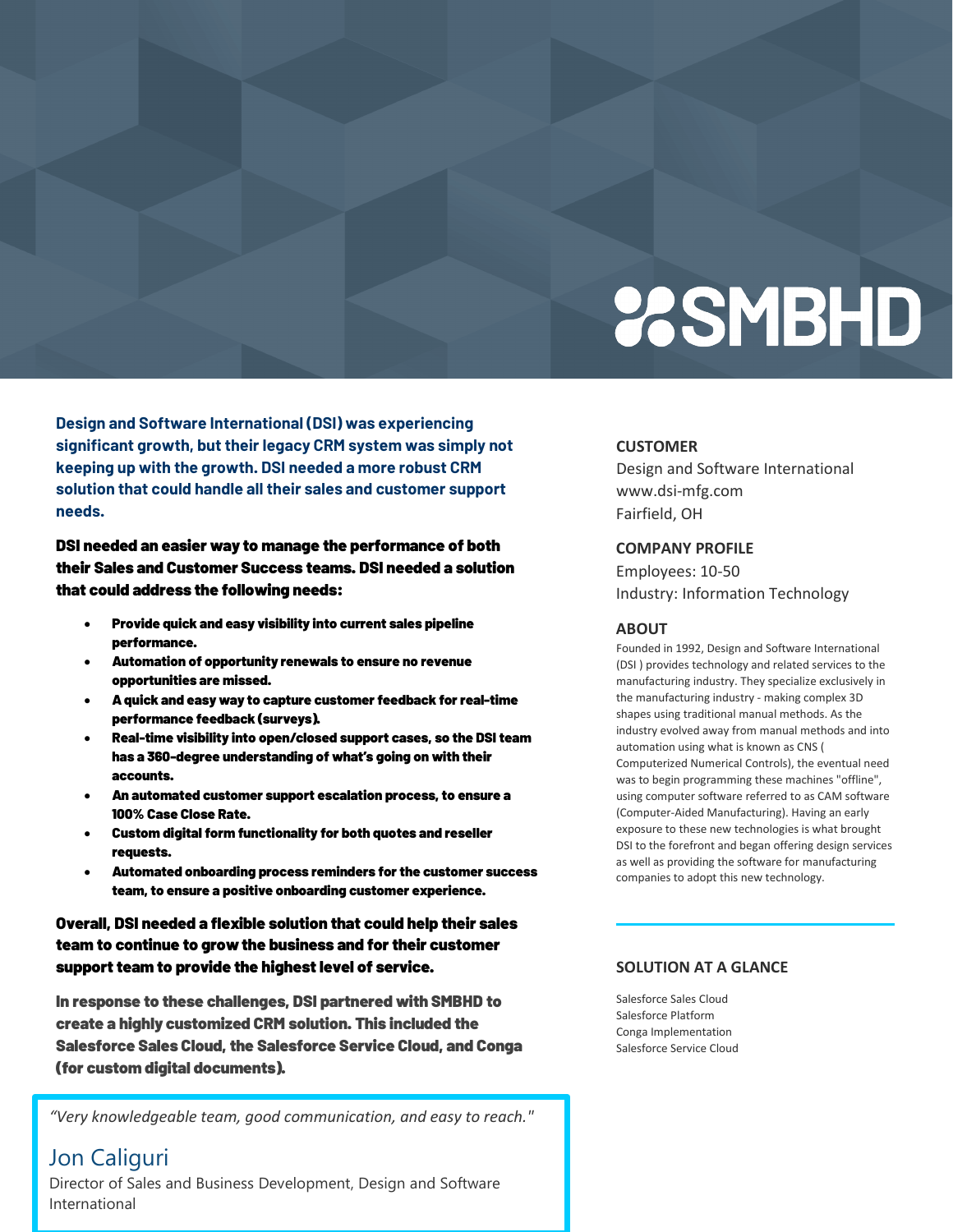# SMBHD

**Design and Software International (DSI) was experiencing significant growth, but their legacy CRM system was simply not keeping up with the growth. DSI needed a more robust CRM solution that could handle all their sales and customer support needs.**

**DSI needed an easier way to manage the performance of both their Sales and Customer Success teams. DSI needed a solution that could address the following needs:**

- **Provide quick and easy visibility into current sales pipeline performance.**
- **Automation of opportunity renewals to ensure no revenue opportunities are missed.**
- **A quick and easy way to capture customer feedback for real-time performance feedback (surveys).**
- **Real-time visibility into open/closed support cases, so the DSI team has a 360-degree understanding of what's going on with their accounts.**
- **An automated customer support escalation process, to ensure a 100% Case Close Rate.**
- **Custom digital form functionality for both quotes and reseller requests.**
- **Automated onboarding process reminders for the customer success team, to ensure a positive onboarding customer experience.**

**Overall, DSI needed a flexible solution that could help their sales team to continue to grow the business and for their customer support team to provide the highest level of service.**

**In response to these challenges, DSI partnered with SMBHD to create a highly customized CRM solution. This included the Salesforce Sales Cloud, the Salesforce Service Cloud, and Conga (for custom digital documents).**

> *"Very knowledgeable team, good communication, and easy to reach."*
>
> Jon Caliguri
>
> Director of Sales and Business Development, Design and Software International

### CUSTOMER

Design and Software International
www.dsi-mfg.com
Fairfield, OH

### COMPANY PROFILE

Employees: 10-50
Industry: Information Technology

### ABOUT

Founded in 1992, Design and Software International (DSI ) provides technology and related services to the manufacturing industry. They specialize exclusively in the manufacturing industry - making complex 3D shapes using traditional manual methods. As the industry evolved away from manual methods and into automation using what is known as CNS ( Computerized Numerical Controls), the eventual need was to begin programming these machines "offline", using computer software referred to as CAM software (Computer-Aided Manufacturing). Having an early exposure to these new technologies is what brought DSI to the forefront and began offering design services as well as providing the software for manufacturing companies to adopt this new technology.

### SOLUTION AT A GLANCE

Salesforce Sales Cloud
Salesforce Platform
Conga Implementation
Salesforce Service Cloud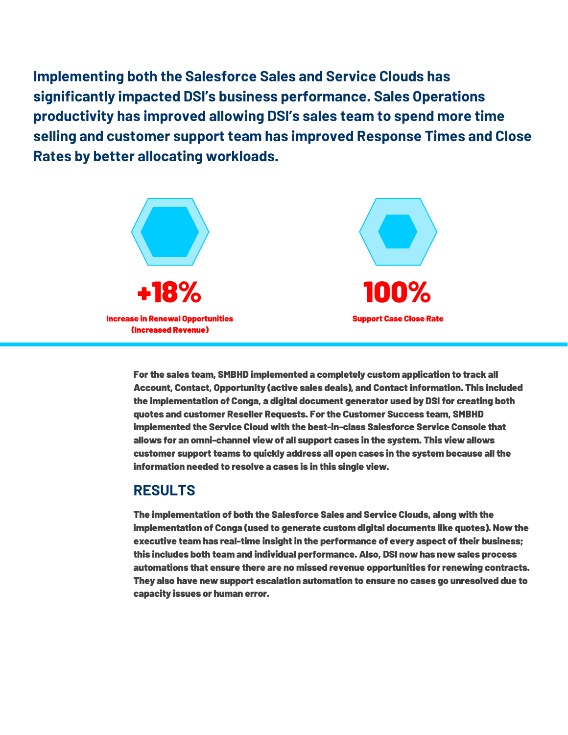**Implementing both the Salesforce Sales and Service Clouds has significantly impacted DSI's business performance. Sales Operations productivity has improved allowing DSI's sales team to spend more time selling and customer support team has improved Response Times and Close Rates by better allocating workloads.**

**+18%**

**Increase in Renewal Opportunities (Increased Revenue)**

**100%**

**Support Case Close Rate**

---

For the sales team, SMBHD implemented a completely custom application to track all Account, Contact, Opportunity (active sales deals), and Contact information. This included the implementation of Conga, a digital document generator used by DSI for creating both quotes and customer Reseller Requests. For the Customer Success team, SMBHD implemented the Service Cloud with the best-in-class Salesforce Service Console that allows for an omni-channel view of all support cases in the system. This view allows customer support teams to quickly address all open cases in the system because all the information needed to resolve a cases is in this single view.

## RESULTS

The implementation of both the Salesforce Sales and Service Clouds, along with the implementation of Conga (used to generate custom digital documents like quotes). Now the executive team has real-time insight in the performance of every aspect of their business; this includes both team and individual performance. Also, DSI now has new sales process automations that ensure there are no missed revenue opportunities for renewing contracts. They also have new support escalation automation to ensure no cases go unresolved due to capacity issues or human error.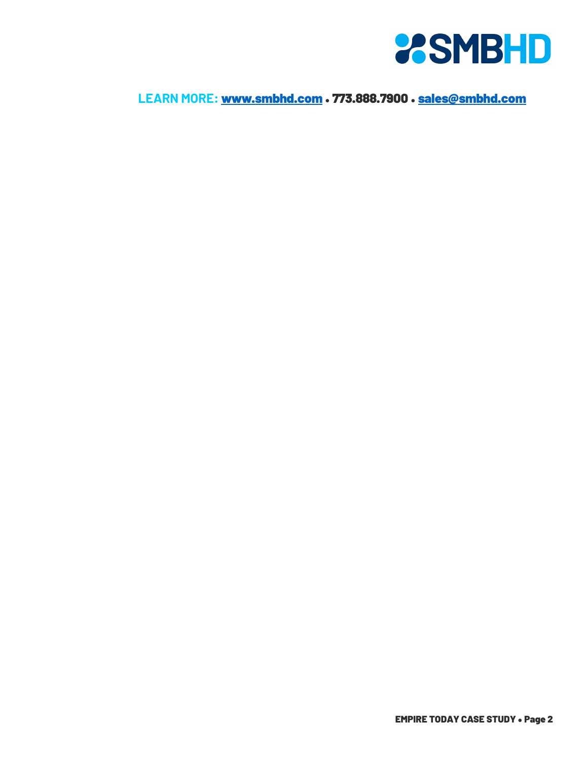**SMBHD**

**LEARN MORE:** [www.smbhd.com](http://www.smbhd.com) • 773.888.7900 • [sales@smbhd.com](mailto:sales@smbhd.com)